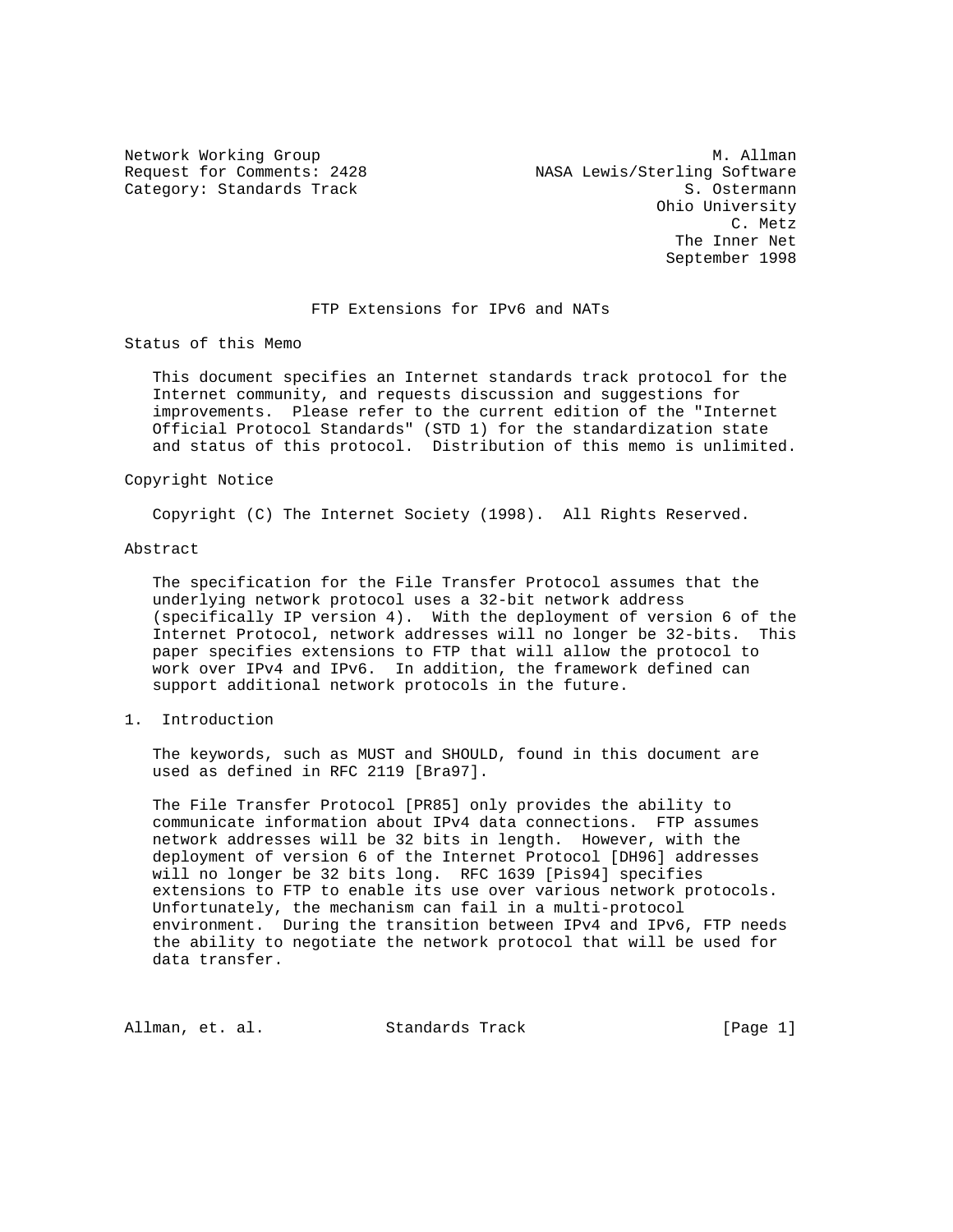Network Working Group M. Allman
Request for Comments: 2428 NASA Lewis/Sterling Software
Category: Standards Track S. Ostermann
Ohio University
C. Metz
The Inner Net
September 1998

# FTP Extensions for IPv6 and NATs

## Status of this Memo

This document specifies an Internet standards track protocol for the Internet community, and requests discussion and suggestions for improvements. Please refer to the current edition of the "Internet Official Protocol Standards" (STD 1) for the standardization state and status of this protocol. Distribution of this memo is unlimited.

## Copyright Notice

Copyright (C) The Internet Society (1998). All Rights Reserved.

## Abstract

The specification for the File Transfer Protocol assumes that the underlying network protocol uses a 32-bit network address (specifically IP version 4). With the deployment of version 6 of the Internet Protocol, network addresses will no longer be 32-bits. This paper specifies extensions to FTP that will allow the protocol to work over IPv4 and IPv6. In addition, the framework defined can support additional network protocols in the future.

## 1. Introduction

The keywords, such as MUST and SHOULD, found in this document are used as defined in RFC 2119 [Bra97].

The File Transfer Protocol [PR85] only provides the ability to communicate information about IPv4 data connections. FTP assumes network addresses will be 32 bits in length. However, with the deployment of version 6 of the Internet Protocol [DH96] addresses will no longer be 32 bits long. RFC 1639 [Pis94] specifies extensions to FTP to enable its use over various network protocols. Unfortunately, the mechanism can fail in a multi-protocol environment. During the transition between IPv4 and IPv6, FTP needs the ability to negotiate the network protocol that will be used for data transfer.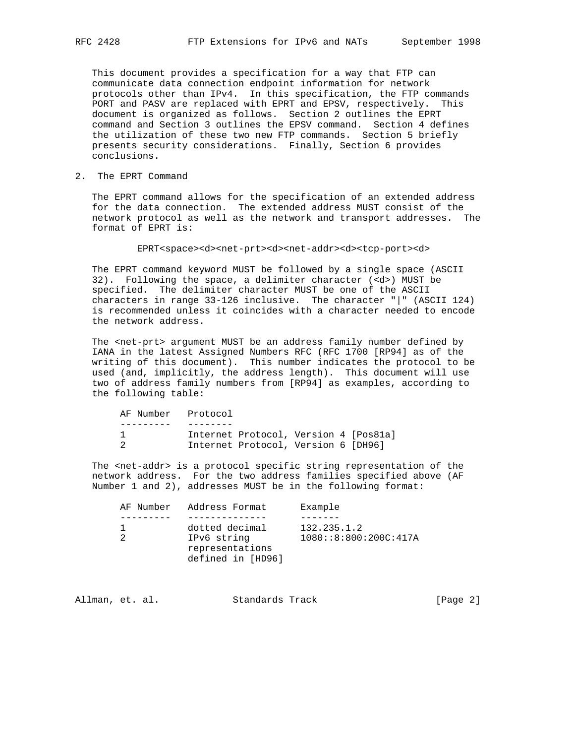This document provides a specification for a way that FTP can communicate data connection endpoint information for network protocols other than IPv4. In this specification, the FTP commands PORT and PASV are replaced with EPRT and EPSV, respectively. This document is organized as follows. Section 2 outlines the EPRT command and Section 3 outlines the EPSV command. Section 4 defines the utilization of these two new FTP commands. Section 5 briefly presents security considerations. Finally, Section 6 provides conclusions.

## 2. The EPRT Command

The EPRT command allows for the specification of an extended address for the data connection. The extended address MUST consist of the network protocol as well as the network and transport addresses. The format of EPRT is:

```
EPRT<space><d><net-prt><d><net-addr><d><tcp-port><d>
```

The EPRT command keyword MUST be followed by a single space (ASCII 32). Following the space, a delimiter character (<d>) MUST be specified. The delimiter character MUST be one of the ASCII characters in range 33-126 inclusive. The character "|" (ASCII 124) is recommended unless it coincides with a character needed to encode the network address.

The <net-prt> argument MUST be an address family number defined by IANA in the latest Assigned Numbers RFC (RFC 1700 [RP94] as of the writing of this document). This number indicates the protocol to be used (and, implicitly, the address length). This document will use two of address family numbers from [RP94] as examples, according to the following table:

| AF Number | Protocol |
|---|---|
| 1 | Internet Protocol, Version 4 [Pos81a] |
| 2 | Internet Protocol, Version 6 [DH96] |

The <net-addr> is a protocol specific string representation of the network address. For the two address families specified above (AF Number 1 and 2), addresses MUST be in the following format:

| AF Number | Address Format | Example |
|---|---|---|
| 1 | dotted decimal | 132.235.1.2 |
| 2 | IPv6 string representations defined in [HD96] | 1080::8:800:200C:417A |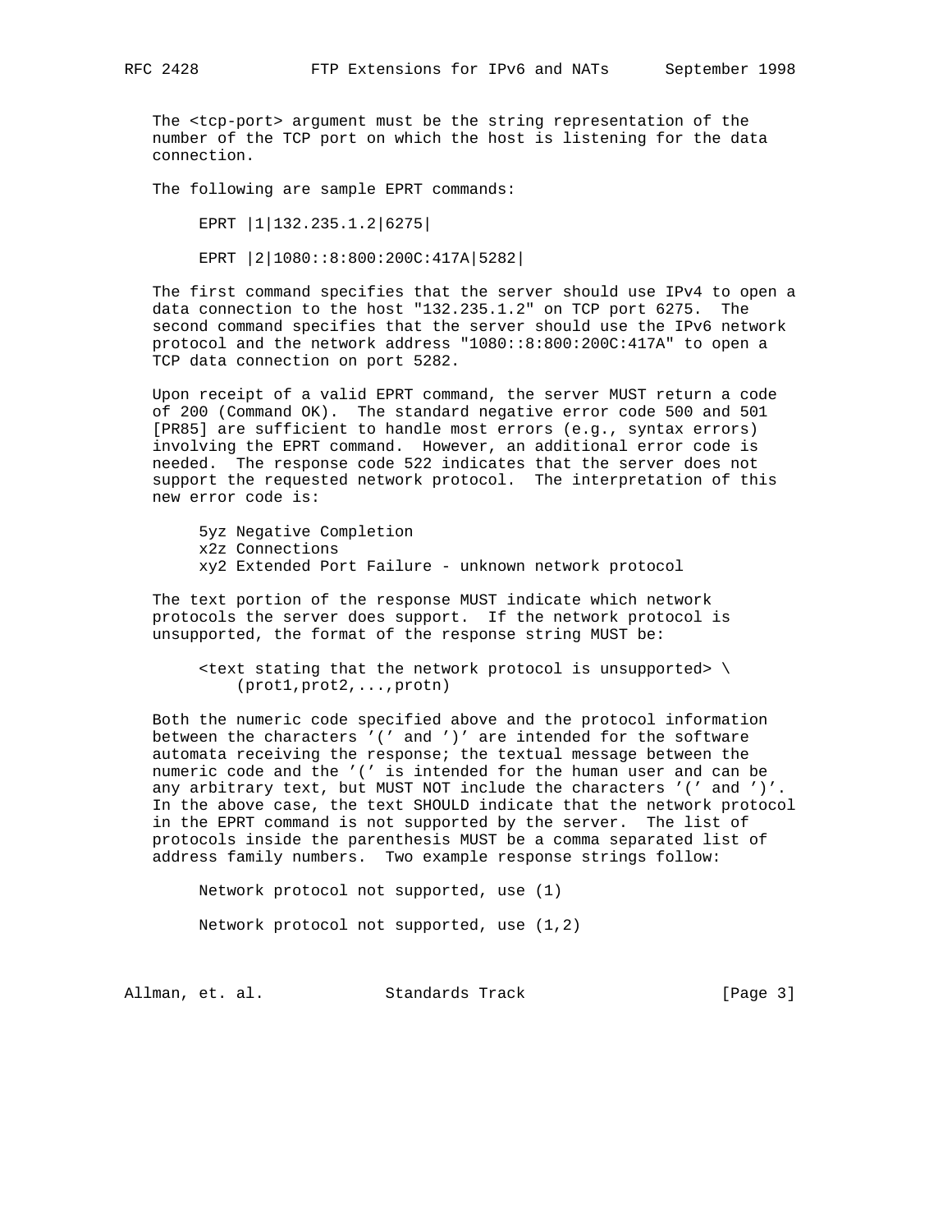The <tcp-port> argument must be the string representation of the number of the TCP port on which the host is listening for the data connection.

The following are sample EPRT commands:

```
EPRT |1|132.235.1.2|6275|

EPRT |2|1080::8:800:200C:417A|5282|
```

The first command specifies that the server should use IPv4 to open a data connection to the host "132.235.1.2" on TCP port 6275. The second command specifies that the server should use the IPv6 network protocol and the network address "1080::8:800:200C:417A" to open a TCP data connection on port 5282.

Upon receipt of a valid EPRT command, the server MUST return a code of 200 (Command OK). The standard negative error code 500 and 501 [PR85] are sufficient to handle most errors (e.g., syntax errors) involving the EPRT command. However, an additional error code is needed. The response code 522 indicates that the server does not support the requested network protocol. The interpretation of this new error code is:

```
5yz Negative Completion
x2z Connections
xy2 Extended Port Failure - unknown network protocol
```

The text portion of the response MUST indicate which network protocols the server does support. If the network protocol is unsupported, the format of the response string MUST be:

```
<text stating that the network protocol is unsupported> \
    (prot1,prot2,...,protn)
```

Both the numeric code specified above and the protocol information between the characters '(' and ')' are intended for the software automata receiving the response; the textual message between the numeric code and the '(' is intended for the human user and can be any arbitrary text, but MUST NOT include the characters '(' and ')'. In the above case, the text SHOULD indicate that the network protocol in the EPRT command is not supported by the server. The list of protocols inside the parenthesis MUST be a comma separated list of address family numbers. Two example response strings follow:

```
Network protocol not supported, use (1)

Network protocol not supported, use (1,2)
```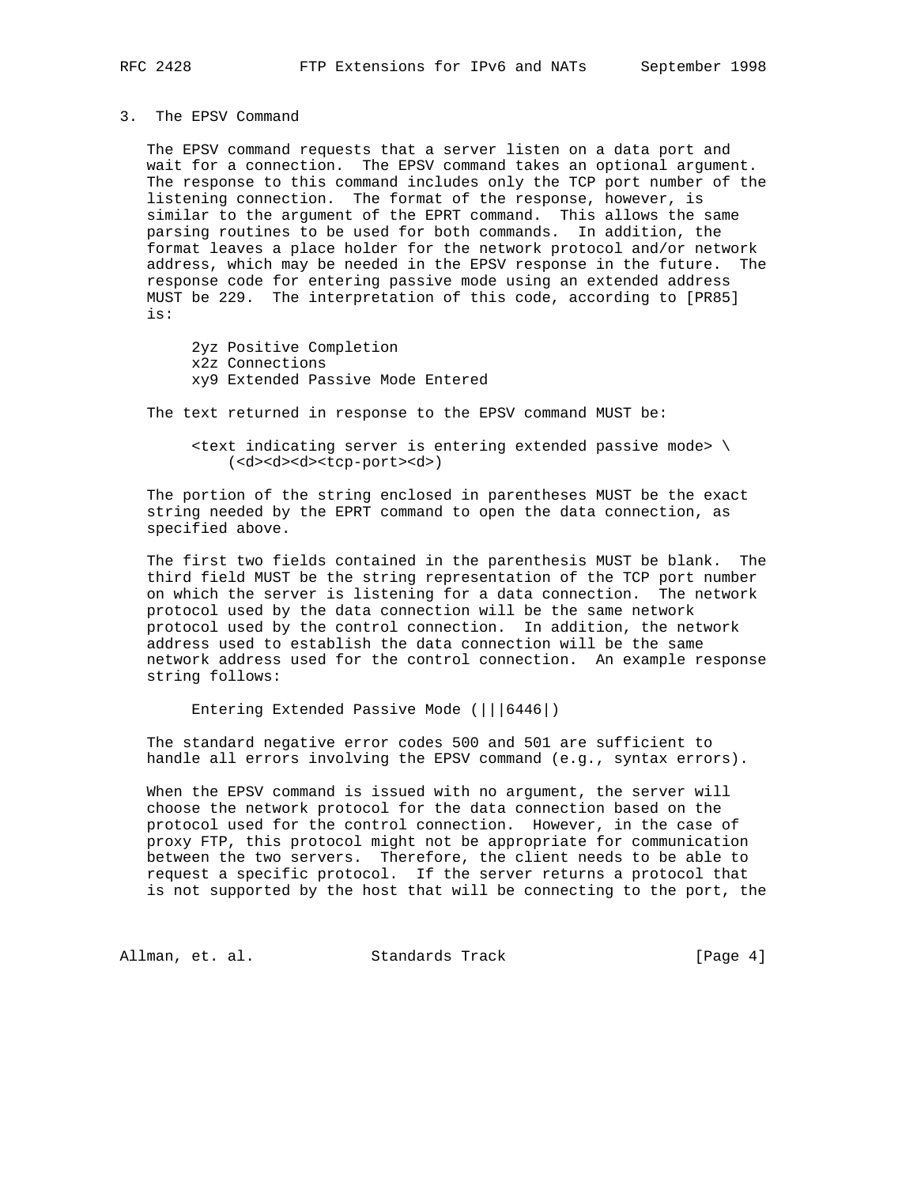## 3. The EPSV Command

The EPSV command requests that a server listen on a data port and wait for a connection. The EPSV command takes an optional argument. The response to this command includes only the TCP port number of the listening connection. The format of the response, however, is similar to the argument of the EPRT command. This allows the same parsing routines to be used for both commands. In addition, the format leaves a place holder for the network protocol and/or network address, which may be needed in the EPSV response in the future. The response code for entering passive mode using an extended address MUST be 229. The interpretation of this code, according to [PR85] is:

```
2yz Positive Completion
x2z Connections
xy9 Extended Passive Mode Entered
```

The text returned in response to the EPSV command MUST be:

```
<text indicating server is entering extended passive mode> \
    (<d><d><d><tcp-port><d>)
```

The portion of the string enclosed in parentheses MUST be the exact string needed by the EPRT command to open the data connection, as specified above.

The first two fields contained in the parenthesis MUST be blank. The third field MUST be the string representation of the TCP port number on which the server is listening for a data connection. The network protocol used by the data connection will be the same network protocol used by the control connection. In addition, the network address used to establish the data connection will be the same network address used for the control connection. An example response string follows:

```
Entering Extended Passive Mode (|||6446|)
```

The standard negative error codes 500 and 501 are sufficient to handle all errors involving the EPSV command (e.g., syntax errors).

When the EPSV command is issued with no argument, the server will choose the network protocol for the data connection based on the protocol used for the control connection. However, in the case of proxy FTP, this protocol might not be appropriate for communication between the two servers. Therefore, the client needs to be able to request a specific protocol. If the server returns a protocol that is not supported by the host that will be connecting to the port, the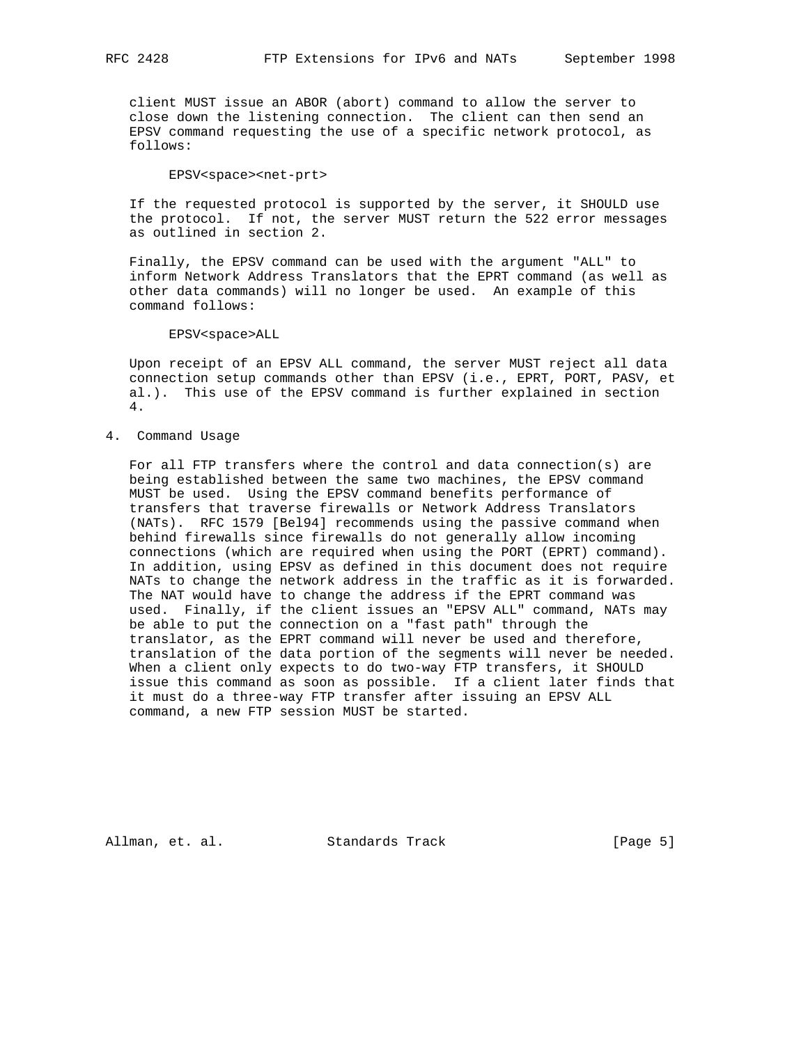client MUST issue an ABOR (abort) command to allow the server to close down the listening connection. The client can then send an EPSV command requesting the use of a specific network protocol, as follows:

```
EPSV<space><net-prt>
```

If the requested protocol is supported by the server, it SHOULD use the protocol. If not, the server MUST return the 522 error messages as outlined in section 2.

Finally, the EPSV command can be used with the argument "ALL" to inform Network Address Translators that the EPRT command (as well as other data commands) will no longer be used. An example of this command follows:

```
EPSV<space>ALL
```

Upon receipt of an EPSV ALL command, the server MUST reject all data connection setup commands other than EPSV (i.e., EPRT, PORT, PASV, et al.). This use of the EPSV command is further explained in section 4.

## 4. Command Usage

For all FTP transfers where the control and data connection(s) are being established between the same two machines, the EPSV command MUST be used. Using the EPSV command benefits performance of transfers that traverse firewalls or Network Address Translators (NATs). RFC 1579 [Bel94] recommends using the passive command when behind firewalls since firewalls do not generally allow incoming connections (which are required when using the PORT (EPRT) command). In addition, using EPSV as defined in this document does not require NATs to change the network address in the traffic as it is forwarded. The NAT would have to change the address if the EPRT command was used. Finally, if the client issues an "EPSV ALL" command, NATs may be able to put the connection on a "fast path" through the translator, as the EPRT command will never be used and therefore, translation of the data portion of the segments will never be needed. When a client only expects to do two-way FTP transfers, it SHOULD issue this command as soon as possible. If a client later finds that it must do a three-way FTP transfer after issuing an EPSV ALL command, a new FTP session MUST be started.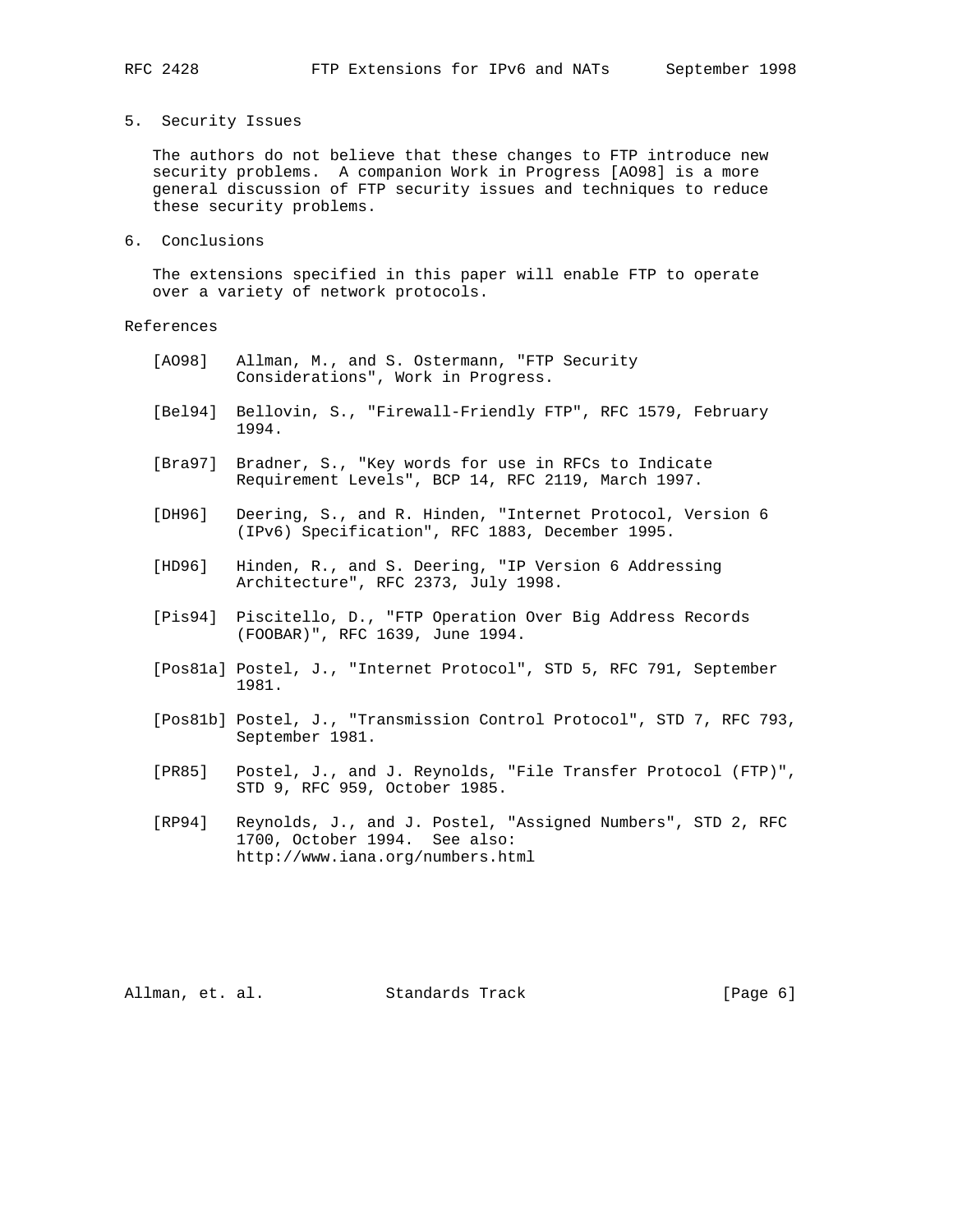## 5. Security Issues

The authors do not believe that these changes to FTP introduce new security problems. A companion Work in Progress [AO98] is a more general discussion of FTP security issues and techniques to reduce these security problems.

## 6. Conclusions

The extensions specified in this paper will enable FTP to operate over a variety of network protocols.

## References

[AO98] Allman, M., and S. Ostermann, "FTP Security Considerations", Work in Progress.

[Bel94] Bellovin, S., "Firewall-Friendly FTP", RFC 1579, February 1994.

[Bra97] Bradner, S., "Key words for use in RFCs to Indicate Requirement Levels", BCP 14, RFC 2119, March 1997.

[DH96] Deering, S., and R. Hinden, "Internet Protocol, Version 6 (IPv6) Specification", RFC 1883, December 1995.

[HD96] Hinden, R., and S. Deering, "IP Version 6 Addressing Architecture", RFC 2373, July 1998.

[Pis94] Piscitello, D., "FTP Operation Over Big Address Records (FOOBAR)", RFC 1639, June 1994.

[Pos81a] Postel, J., "Internet Protocol", STD 5, RFC 791, September 1981.

[Pos81b] Postel, J., "Transmission Control Protocol", STD 7, RFC 793, September 1981.

[PR85] Postel, J., and J. Reynolds, "File Transfer Protocol (FTP)", STD 9, RFC 959, October 1985.

[RP94] Reynolds, J., and J. Postel, "Assigned Numbers", STD 2, RFC 1700, October 1994. See also: http://www.iana.org/numbers.html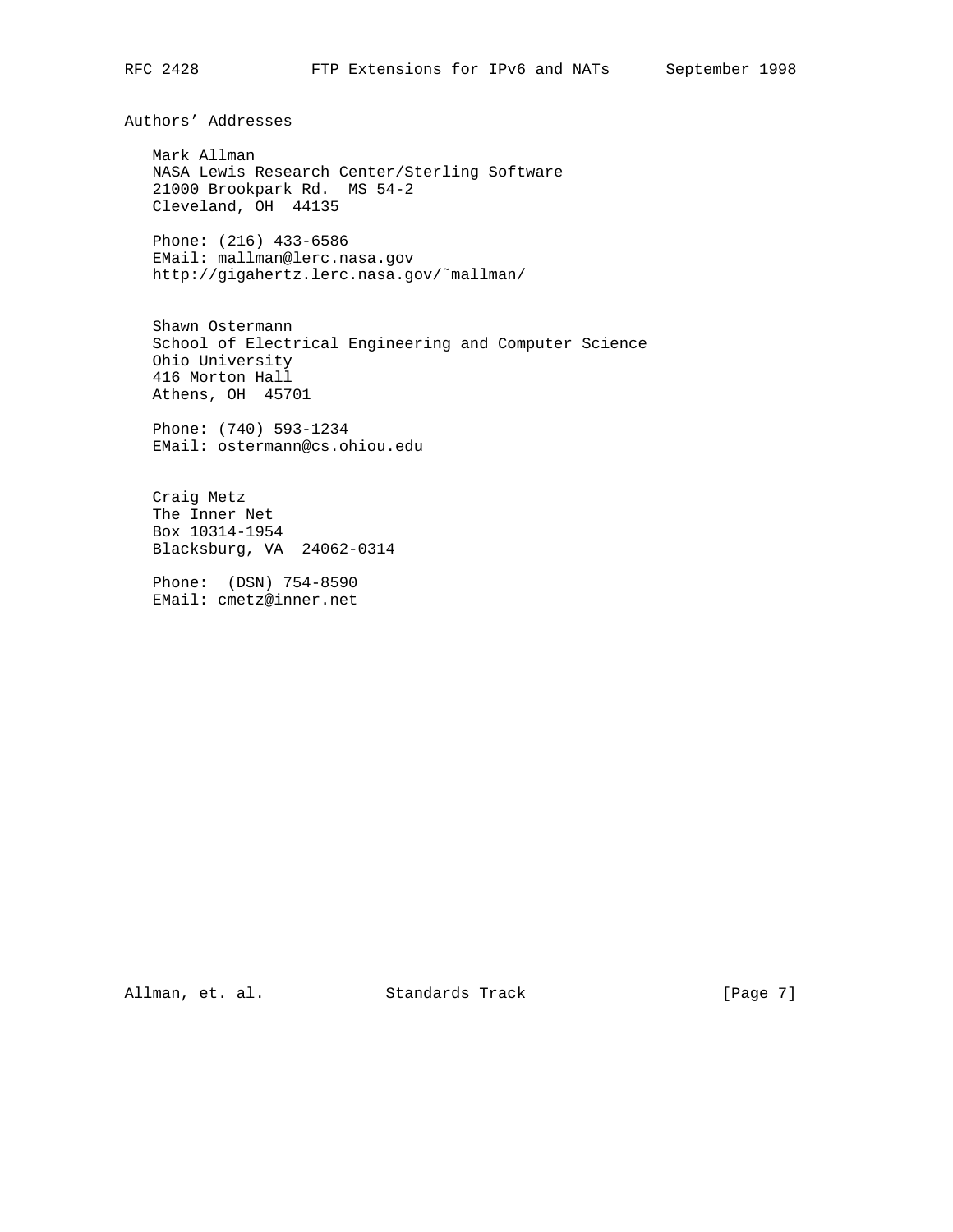## Authors' Addresses

Mark Allman
NASA Lewis Research Center/Sterling Software
21000 Brookpark Rd.  MS 54-2
Cleveland, OH  44135

Phone: (216) 433-6586
EMail: mallman@lerc.nasa.gov
http://gigahertz.lerc.nasa.gov/~mallman/

Shawn Ostermann
School of Electrical Engineering and Computer Science
Ohio University
416 Morton Hall
Athens, OH  45701

Phone: (740) 593-1234
EMail: ostermann@cs.ohiou.edu

Craig Metz
The Inner Net
Box 10314-1954
Blacksburg, VA  24062-0314

Phone:  (DSN) 754-8590
EMail: cmetz@inner.net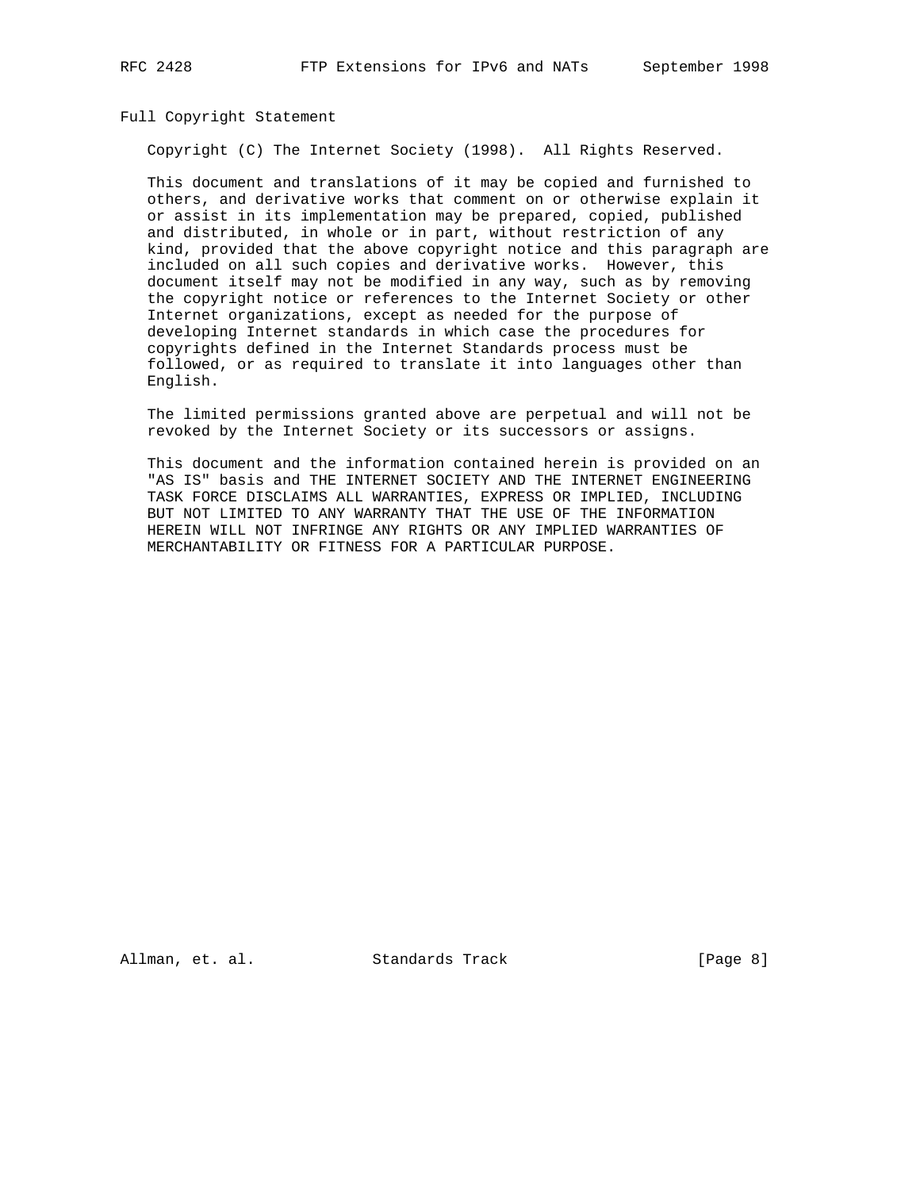## Full Copyright Statement

Copyright (C) The Internet Society (1998). All Rights Reserved.

This document and translations of it may be copied and furnished to others, and derivative works that comment on or otherwise explain it or assist in its implementation may be prepared, copied, published and distributed, in whole or in part, without restriction of any kind, provided that the above copyright notice and this paragraph are included on all such copies and derivative works. However, this document itself may not be modified in any way, such as by removing the copyright notice or references to the Internet Society or other Internet organizations, except as needed for the purpose of developing Internet standards in which case the procedures for copyrights defined in the Internet Standards process must be followed, or as required to translate it into languages other than English.

The limited permissions granted above are perpetual and will not be revoked by the Internet Society or its successors or assigns.

This document and the information contained herein is provided on an "AS IS" basis and THE INTERNET SOCIETY AND THE INTERNET ENGINEERING TASK FORCE DISCLAIMS ALL WARRANTIES, EXPRESS OR IMPLIED, INCLUDING BUT NOT LIMITED TO ANY WARRANTY THAT THE USE OF THE INFORMATION HEREIN WILL NOT INFRINGE ANY RIGHTS OR ANY IMPLIED WARRANTIES OF MERCHANTABILITY OR FITNESS FOR A PARTICULAR PURPOSE.